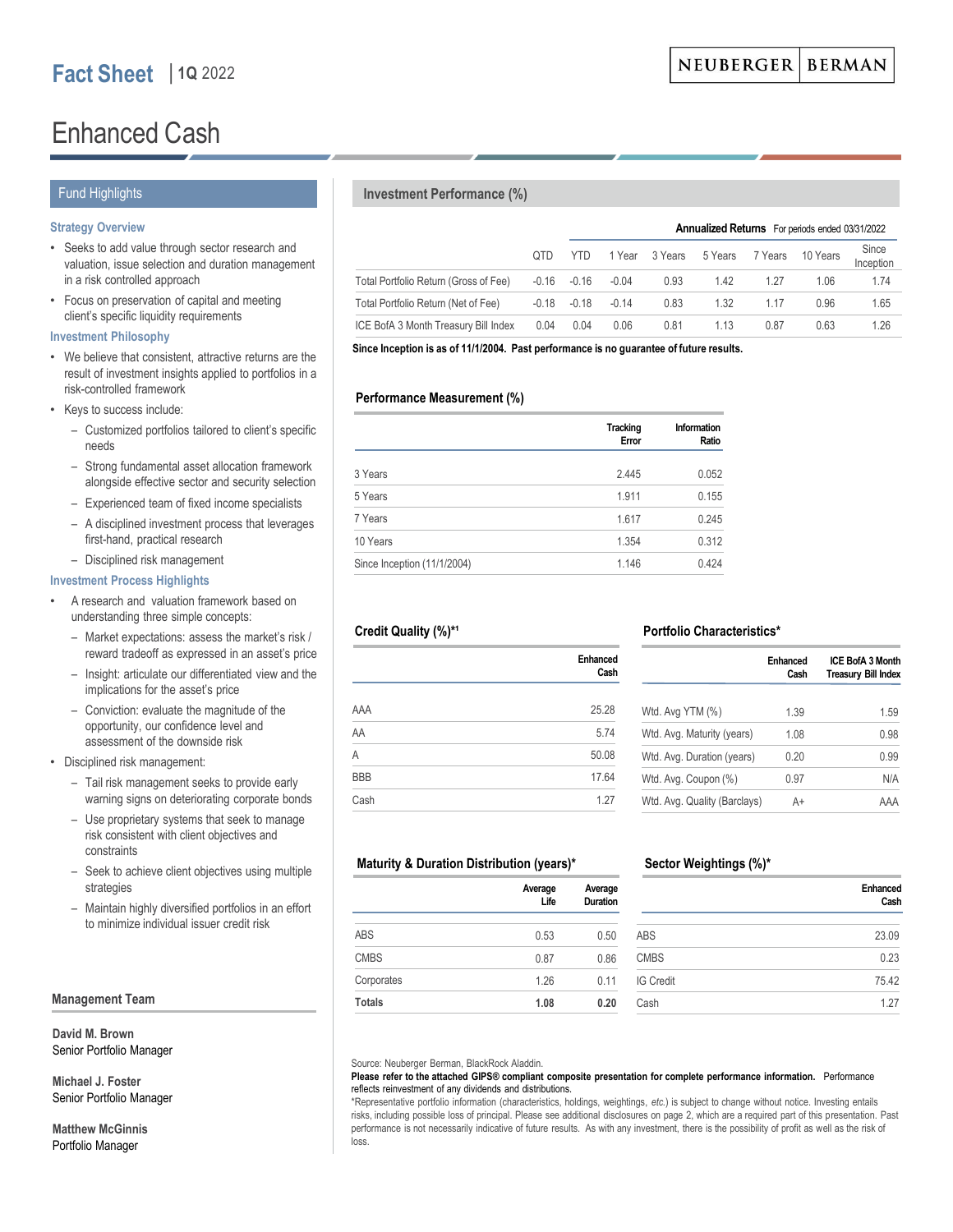# Fact Sheet | 1Q 2022

NEUBERGER BERMAN

# Enhanced Cash

## Fund Highlights

### Strategy Overview

- Seeks to add value through sector research and valuation, issue selection and duration management in a risk controlled approach
- Focus on preservation of capital and meeting client's specific liquidity requirements

### Investment Philosophy

- We believe that consistent, attractive returns are the result of investment insights applied to portfolios in a risk-controlled framework
- Keys to success include:
  - Customized portfolios tailored to client's specific needs
  - Strong fundamental asset allocation framework alongside effective sector and security selection
  - Experienced team of fixed income specialists
  - A disciplined investment process that leverages first-hand, practical research
  - Disciplined risk management

### Investment Process Highlights

- A research and valuation framework based on understanding three simple concepts:
  - Market expectations: assess the market's risk / reward tradeoff as expressed in an asset's price
  - Insight: articulate our differentiated view and the implications for the asset's price
  - Conviction: evaluate the magnitude of the opportunity, our confidence level and assessment of the downside risk
- Disciplined risk management:
  - Tail risk management seeks to provide early warning signs on deteriorating corporate bonds
  - Use proprietary systems that seek to manage risk consistent with client objectives and constraints
  - Seek to achieve client objectives using multiple strategies
  - Maintain highly diversified portfolios in an effort to minimize individual issuer credit risk

### Management Team

**David M. Brown**
Senior Portfolio Manager

**Michael J. Foster**
Senior Portfolio Manager

**Matthew McGinnis**
Portfolio Manager

## Investment Performance (%)

| | | | Annualized Returns | For periods ended 03/31/2022 | | | | |
|---|---|---|---|---|---|---|---|---|
| | QTD | YTD | 1 Year | 3 Years | 5 Years | 7 Years | 10 Years | Since Inception |
| Total Portfolio Return (Gross of Fee) | -0.16 | -0.16 | -0.04 | 0.93 | 1.42 | 1.27 | 1.06 | 1.74 |
| Total Portfolio Return (Net of Fee) | -0.18 | -0.18 | -0.14 | 0.83 | 1.32 | 1.17 | 0.96 | 1.65 |
| ICE BofA 3 Month Treasury Bill Index | 0.04 | 0.04 | 0.06 | 0.81 | 1.13 | 0.87 | 0.63 | 1.26 |

**Since Inception is as of 11/1/2004. Past performance is no guarantee of future results.**

### Performance Measurement (%)

| | Tracking Error | Information Ratio |
|---|---|---|
| 3 Years | 2.445 | 0.052 |
| 5 Years | 1.911 | 0.155 |
| 7 Years | 1.617 | 0.245 |
| 10 Years | 1.354 | 0.312 |
| Since Inception (11/1/2004) | 1.146 | 0.424 |

### Credit Quality (%)*[1]

| | Enhanced Cash |
|---|---|
| AAA | 25.28 |
| AA | 5.74 |
| A | 50.08 |
| BBB | 17.64 |
| Cash | 1.27 |

### Portfolio Characteristics*

| | Enhanced Cash | ICE BofA 3 Month Treasury Bill Index |
|---|---|---|
| Wtd. Avg YTM (%) | 1.39 | 1.59 |
| Wtd. Avg. Maturity (years) | 1.08 | 0.98 |
| Wtd. Avg. Duration (years) | 0.20 | 0.99 |
| Wtd. Avg. Coupon (%) | 0.97 | N/A |
| Wtd. Avg. Quality (Barclays) | A+ | AAA |

### Maturity & Duration Distribution (years)*

| | Average Life | Average Duration |
|---|---|---|
| ABS | 0.53 | 0.50 |
| CMBS | 0.87 | 0.86 |
| Corporates | 1.26 | 0.11 |
| **Totals** | **1.08** | **0.20** |

### Sector Weightings (%)*

| | Enhanced Cash |
|---|---|
| ABS | 23.09 |
| CMBS | 0.23 |
| IG Credit | 75.42 |
| Cash | 1.27 |

Source: Neuberger Berman, BlackRock Aladdin.

**Please refer to the attached GIPS® compliant composite presentation for complete performance information.** Performance reflects reinvestment of any dividends and distributions.

*Representative portfolio information (characteristics, holdings, weightings, *etc.*) is subject to change without notice. Investing entails risks, including possible loss of principal. Please see additional disclosures on page 2, which are a required part of this presentation. Past performance is not necessarily indicative of future results. As with any investment, there is the possibility of profit as well as the risk of loss.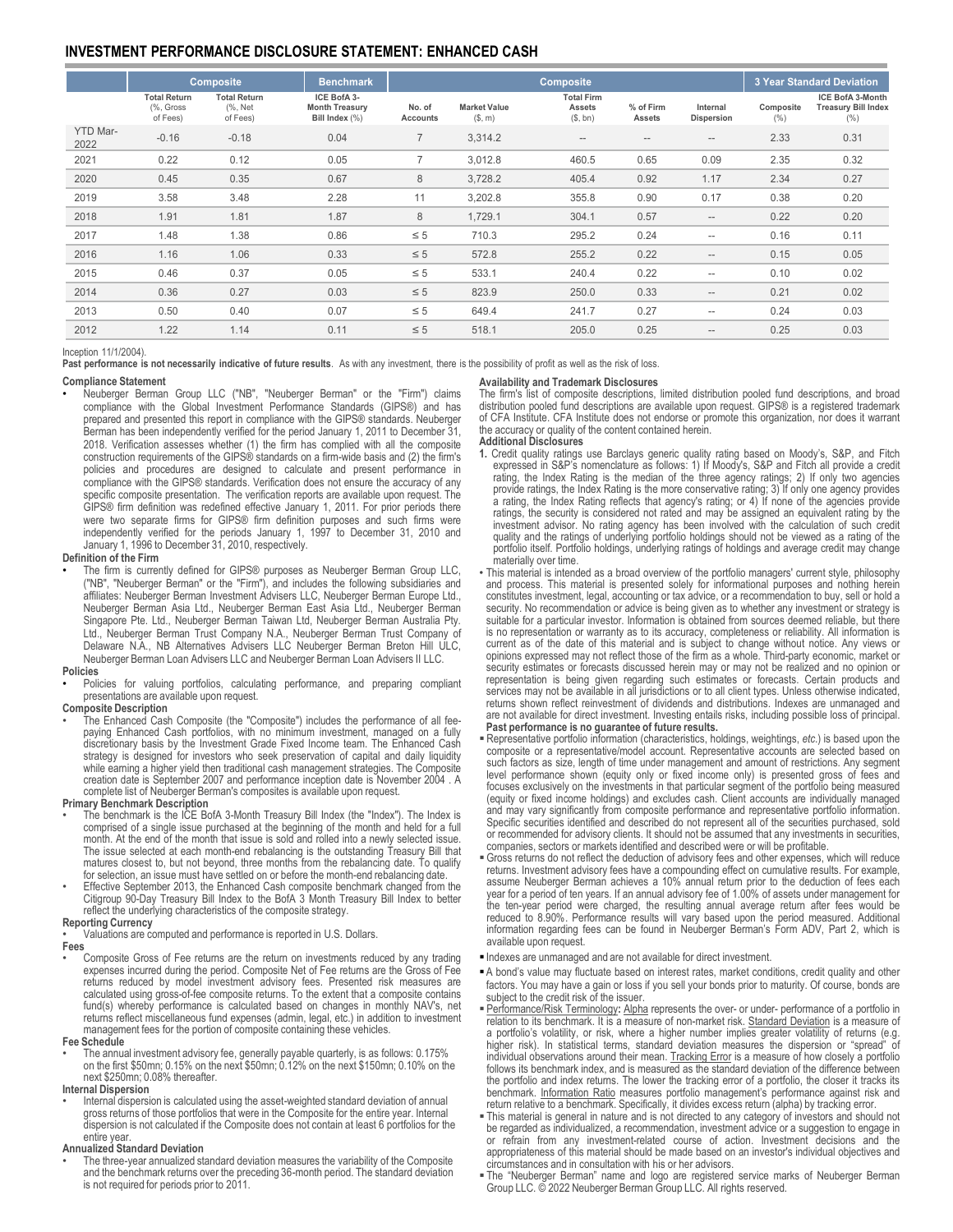## INVESTMENT PERFORMANCE DISCLOSURE STATEMENT: ENHANCED CASH

| | Composite | | Benchmark | Composite | | | | | 3 Year Standard Deviation | |
|---|---|---|---|---|---|---|---|---|---|---|
| | Total Return (%, Gross of Fees) | Total Return (%, Net of Fees) | ICE BofA 3-Month Treasury Bill Index (%) | No. of Accounts | Market Value ($, m) | Total Firm Assets ($, bn) | % of Firm Assets | Internal Dispersion | Composite (%) | ICE BofA 3-Month Treasury Bill Index (%) |
| YTD Mar-2022 | -0.16 | -0.18 | 0.04 | 7 | 3,314.2 | -- | -- | -- | 2.33 | 0.31 |
| 2021 | 0.22 | 0.12 | 0.05 | 7 | 3,012.8 | 460.5 | 0.65 | 0.09 | 2.35 | 0.32 |
| 2020 | 0.45 | 0.35 | 0.67 | 8 | 3,728.2 | 405.4 | 0.92 | 1.17 | 2.34 | 0.27 |
| 2019 | 3.58 | 3.48 | 2.28 | 11 | 3,202.8 | 355.8 | 0.90 | 0.17 | 0.38 | 0.20 |
| 2018 | 1.91 | 1.81 | 1.87 | 8 | 1,729.1 | 304.1 | 0.57 | -- | 0.22 | 0.20 |
| 2017 | 1.48 | 1.38 | 0.86 | ≤ 5 | 710.3 | 295.2 | 0.24 | -- | 0.16 | 0.11 |
| 2016 | 1.16 | 1.06 | 0.33 | ≤ 5 | 572.8 | 255.2 | 0.22 | -- | 0.15 | 0.05 |
| 2015 | 0.46 | 0.37 | 0.05 | ≤ 5 | 533.1 | 240.4 | 0.22 | -- | 0.10 | 0.02 |
| 2014 | 0.36 | 0.27 | 0.03 | ≤ 5 | 823.9 | 250.0 | 0.33 | -- | 0.21 | 0.02 |
| 2013 | 0.50 | 0.40 | 0.07 | ≤ 5 | 649.4 | 241.7 | 0.27 | -- | 0.24 | 0.03 |
| 2012 | 1.22 | 1.14 | 0.11 | ≤ 5 | 518.1 | 205.0 | 0.25 | -- | 0.25 | 0.03 |

Inception 11/1/2004).

**Past performance is not necessarily indicative of future results**. As with any investment, there is the possibility of profit as well as the risk of loss.

**Compliance Statement**

- Neuberger Berman Group LLC ("NB", "Neuberger Berman" or the "Firm") claims compliance with the Global Investment Performance Standards (GIPS®) and has prepared and presented this report in compliance with the GIPS® standards. Neuberger Berman has been independently verified for the period January 1, 2011 to December 31, 2018. Verification assesses whether (1) the firm has complied with all the composite construction requirements of the GIPS® standards on a firm-wide basis and (2) the firm's policies and procedures are designed to calculate and present performance in compliance with the GIPS® standards. Verification does not ensure the accuracy of any specific composite presentation. The verification reports are available upon request. The GIPS® firm definition was redefined effective January 1, 2011. For prior periods there were two separate firms for GIPS® firm definition purposes and such firms were independently verified for the periods January 1, 1997 to December 31, 2010 and January 1, 1996 to December 31, 2010, respectively.

**Definition of the Firm**

- The firm is currently defined for GIPS® purposes as Neuberger Berman Group LLC, ("NB", "Neuberger Berman" or the "Firm"), and includes the following subsidiaries and affiliates: Neuberger Berman Investment Advisers LLC, Neuberger Berman Europe Ltd., Neuberger Berman Asia Ltd., Neuberger Berman East Asia Ltd., Neuberger Berman Singapore Pte. Ltd., Neuberger Berman Taiwan Ltd, Neuberger Berman Australia Pty. Ltd., Neuberger Berman Trust Company N.A., Neuberger Berman Trust Company of Delaware N.A., NB Alternatives Advisers LLC Neuberger Berman Breton Hill ULC, Neuberger Berman Loan Advisers LLC and Neuberger Berman Loan Advisers II LLC.

**Policies**

- Policies for valuing portfolios, calculating performance, and preparing compliant presentations are available upon request.

**Composite Description**

- The Enhanced Cash Composite (the "Composite") includes the performance of all fee-paying Enhanced Cash portfolios, with no minimum investment, managed on a fully discretionary basis by the Investment Grade Fixed Income team. The Enhanced Cash strategy is designed for investors who seek preservation of capital and daily liquidity while earning a higher yield then traditional cash management strategies. The Composite creation date is September 2007 and performance inception date is November 2004 . A complete list of Neuberger Berman's composites is available upon request.

**Primary Benchmark Description**

- The benchmark is the ICE BofA 3-Month Treasury Bill Index (the "Index"). The Index is comprised of a single issue purchased at the beginning of the month and held for a full month. At the end of the month that issue is sold and rolled into a newly selected issue. The issue selected at each month-end rebalancing is the outstanding Treasury Bill that matures closest to, but not beyond, three months from the rebalancing date. To qualify for selection, an issue must have settled on or before the month-end rebalancing date.
- Effective September 2013, the Enhanced Cash composite benchmark changed from the Citigroup 90-Day Treasury Bill Index to the BofA 3 Month Treasury Bill Index to better reflect the underlying characteristics of the composite strategy.

**Reporting Currency**

- Valuations are computed and performance is reported in U.S. Dollars.

**Fees**

- Composite Gross of Fee returns are the return on investments reduced by any trading expenses incurred during the period. Composite Net of Fee returns are the Gross of Fee returns reduced by model investment advisory fees. Presented risk measures are calculated using gross-of-fee composite returns. To the extent that a composite contains fund(s) whereby performance is calculated based on changes in monthly NAV's, net returns reflect miscellaneous fund expenses (admin, legal, etc.) in addition to investment management fees for the portion of composite containing these vehicles.

**Fee Schedule**

- The annual investment advisory fee, generally payable quarterly, is as follows: 0.175% on the first $50mn; 0.15% on the next $50mn; 0.12% on the next $150mn; 0.10% on the next $250mn; 0.08% thereafter.

**Internal Dispersion**

- Internal dispersion is calculated using the asset-weighted standard deviation of annual gross returns of those portfolios that were in the Composite for the entire year. Internal dispersion is not calculated if the Composite does not contain at least 6 portfolios for the entire year.

**Annualized Standard Deviation**

- The three-year annualized standard deviation measures the variability of the Composite and the benchmark returns over the preceding 36-month period. The standard deviation is not required for periods prior to 2011.

**Availability and Trademark Disclosures**

The firm's list of composite descriptions, limited distribution pooled fund descriptions, and broad distribution pooled fund descriptions are available upon request. GIPS® is a registered trademark of CFA Institute. CFA Institute does not endorse or promote this organization, nor does it warrant the accuracy or quality of the content contained herein.

**Additional Disclosures**

1. Credit quality ratings use Barclays generic quality rating based on Moody's, S&P, and Fitch expressed in S&P's nomenclature as follows: 1) If Moody's, S&P and Fitch all provide a credit rating, the Index Rating is the median of the three agency ratings; 2) If only two agencies provide ratings, the Index Rating is the more conservative rating; 3) If only one agency provides a rating, the Index Rating reflects that agency's rating; or 4) If none of the agencies provide ratings, the security is considered not rated and may be assigned an equivalent rating by the investment advisor. No rating agency has been involved with the calculation of such credit quality and the ratings of underlying portfolio holdings should not be viewed as a rating of the portfolio itself. Portfolio holdings, underlying ratings of holdings and average credit may change materially over time.

- This material is intended as a broad overview of the portfolio managers' current style, philosophy and process. This material is presented solely for informational purposes and nothing herein constitutes investment, legal, accounting or tax advice, or a recommendation to buy, sell or hold a security. No recommendation or advice is being given as to whether any investment or strategy is suitable for a particular investor. Information is obtained from sources deemed reliable, but there is no representation or warranty as to its accuracy, completeness or reliability. All information is current as of the date of this material and is subject to change without notice. Any views or opinions expressed may not reflect those of the firm as a whole. Third-party economic, market or security estimates or forecasts discussed herein may or may not be realized and no opinion or representation is being given regarding such estimates or forecasts. Certain products and services may not be available in all jurisdictions or to all client types. Unless otherwise indicated, returns shown reflect reinvestment of dividends and distributions. Indexes are unmanaged and are not available for direct investment. Investing entails risks, including possible loss of principal. **Past performance is no guarantee of future results.**
- Representative portfolio information (characteristics, holdings, weightings, *etc.*) is based upon the composite or a representative/model account. Representative accounts are selected based on such factors as size, length of time under management and amount of restrictions. Any segment level performance shown (equity only or fixed income only) is presented gross of fees and focuses exclusively on the investments in that particular segment of the portfolio being measured (equity or fixed income holdings) and excludes cash. Client accounts are individually managed and may vary significantly from composite performance and representative portfolio information. Specific securities identified and described do not represent all of the securities purchased, sold or recommended for advisory clients. It should not be assumed that any investments in securities, companies, sectors or markets identified and described were or will be profitable.
- Gross returns do not reflect the deduction of advisory fees and other expenses, which will reduce returns. Investment advisory fees have a compounding effect on cumulative results. For example, assume Neuberger Berman achieves a 10% annual return prior to the deduction of fees each year for a period of ten years. If an annual advisory fee of 1.00% of assets under management for the ten-year period were charged, the resulting annual average return after fees would be reduced to 8.90%. Performance results will vary based upon the period measured. Additional information regarding fees can be found in Neuberger Berman's Form ADV, Part 2, which is available upon request.
- Indexes are unmanaged and are not available for direct investment.
- A bond's value may fluctuate based on interest rates, market conditions, credit quality and other factors. You may have a gain or loss if you sell your bonds prior to maturity. Of course, bonds are subject to the credit risk of the issuer.
- Performance/Risk Terminology**:** Alpha represents the over- or under- performance of a portfolio in relation to its benchmark. It is a measure of non-market risk. Standard Deviation is a measure of a portfolio's volatility, or risk, where a higher number implies greater volatility of returns (e.g. higher risk). In statistical terms, standard deviation measures the dispersion or "spread" of individual observations around their mean. Tracking Error is a measure of how closely a portfolio follows its benchmark index, and is measured as the standard deviation of the difference between the portfolio and index returns. The lower the tracking error of a portfolio, the closer it tracks its benchmark. Information Ratio measures portfolio management's performance against risk and return relative to a benchmark. Specifically, it divides excess return (alpha) by tracking error.
- This material is general in nature and is not directed to any category of investors and should not be regarded as individualized, a recommendation, investment advice or a suggestion to engage in or refrain from any investment-related course of action. Investment decisions and the appropriateness of this material should be made based on an investor's individual objectives and circumstances and in consultation with his or her advisors.
- The "Neuberger Berman" name and logo are registered service marks of Neuberger Berman Group LLC. © 2022 Neuberger Berman Group LLC. All rights reserved.